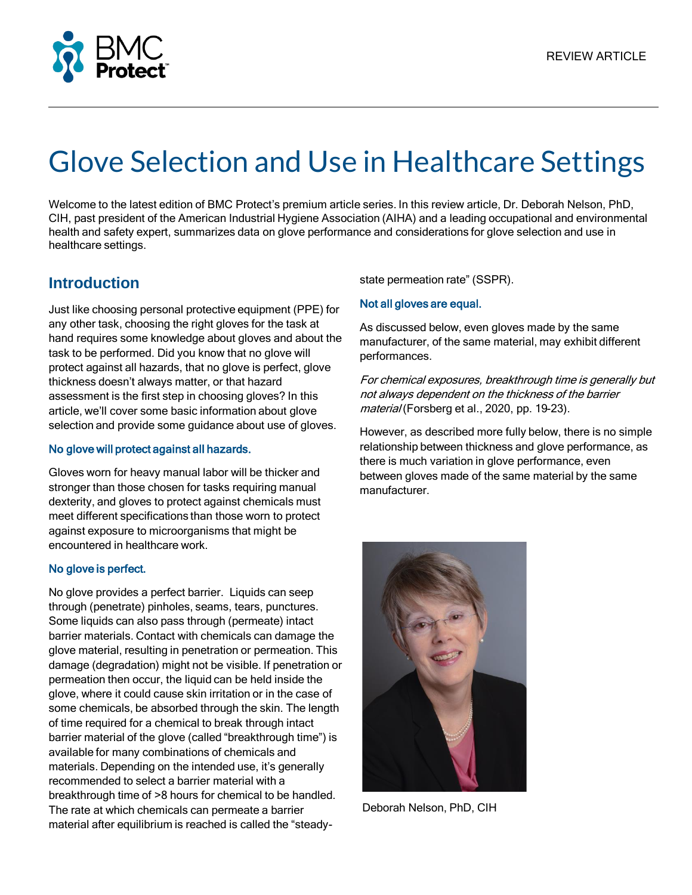REVIEW ARTICLE

# Glove Selection and Use in Healthcare Settings

Welcome to the latest edition of BMC Protect's premium article series. In this review article, Dr. Deborah Nelson, PhD, CIH, past president of the American Industrial Hygiene Association (AIHA) and a leading occupational and environmental health and safety expert, summarizes data on glove performance and considerations for glove selection and use in healthcare settings.

## Introduction

Just like choosing personal protective equipment (PPE) for any other task, choosing the right gloves for the task at hand requires some knowledge about gloves and about the task to be performed. Did you know that no glove will protect against all hazards, that no glove is perfect, glove thickness doesn't always matter, or that hazard assessment is the first step in choosing gloves? In this article, we'll cover some basic information about glove selection and provide some guidance about use of gloves.

### No glove will protect against all hazards.

Gloves worn for heavy manual labor will be thicker and stronger than those chosen for tasks requiring manual dexterity, and gloves to protect against chemicals must meet different specifications than those worn to protect against exposure to microorganisms that might be encountered in healthcare work.

### No glove is perfect.

No glove provides a perfect barrier. Liquids can seep through (penetrate) pinholes, seams, tears, punctures. Some liquids can also pass through (permeate) intact barrier materials. Contact with chemicals can damage the glove material, resulting in penetration or permeation. This damage (degradation) might not be visible. If penetration or permeation then occur, the liquid can be held inside the glove, where it could cause skin irritation or in the case of some chemicals, be absorbed through the skin. The length of time required for a chemical to break through intact barrier material of the glove (called "breakthrough time") is available for many combinations of chemicals and materials. Depending on the intended use, it's generally recommended to select a barrier material with a breakthrough time of >8 hours for chemical to be handled. The rate at which chemicals can permeate a barrier material after equilibrium is reached is called the "steady-state permeation rate" (SSPR).

### Not all gloves are equal.

As discussed below, even gloves made by the same manufacturer, of the same material, may exhibit different performances.

*For chemical exposures, breakthrough time is generally but not always dependent on the thickness of the barrier material* (Forsberg et al., 2020, pp. 19-23).

However, as described more fully below, there is no simple relationship between thickness and glove performance, as there is much variation in glove performance, even between gloves made of the same material by the same manufacturer.

Deborah Nelson, PhD, CIH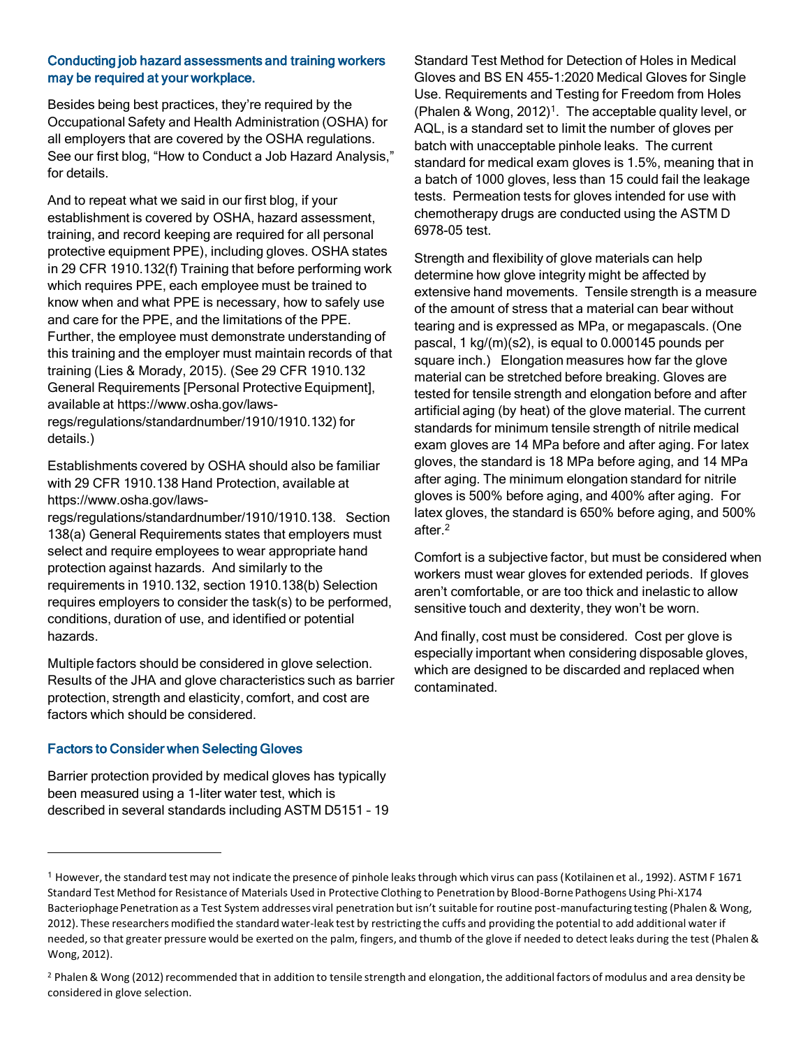### Conducting job hazard assessments and training workers may be required at your workplace.

Besides being best practices, they're required by the Occupational Safety and Health Administration (OSHA) for all employers that are covered by the OSHA regulations. See our first blog, "How to Conduct a Job Hazard Analysis," for details.

And to repeat what we said in our first blog, if your establishment is covered by OSHA, hazard assessment, training, and record keeping are required for all personal protective equipment PPE), including gloves. OSHA states in 29 CFR 1910.132(f) Training that before performing work which requires PPE, each employee must be trained to know when and what PPE is necessary, how to safely use and care for the PPE, and the limitations of the PPE. Further, the employee must demonstrate understanding of this training and the employer must maintain records of that training (Lies & Morady, 2015). (See 29 CFR 1910.132 General Requirements [Personal Protective Equipment], available at https://www.osha.gov/laws-regs/regulations/standardnumber/1910/1910.132) for details.)

Establishments covered by OSHA should also be familiar with 29 CFR 1910.138 Hand Protection, available at https://www.osha.gov/laws-regs/regulations/standardnumber/1910/1910.138. Section 138(a) General Requirements states that employers must select and require employees to wear appropriate hand protection against hazards. And similarly to the requirements in 1910.132, section 1910.138(b) Selection requires employers to consider the task(s) to be performed, conditions, duration of use, and identified or potential hazards.

Multiple factors should be considered in glove selection. Results of the JHA and glove characteristics such as barrier protection, strength and elasticity, comfort, and cost are factors which should be considered.

### Factors to Consider when Selecting Gloves

Barrier protection provided by medical gloves has typically been measured using a 1-liter water test, which is described in several standards including ASTM D5151 - 19 Standard Test Method for Detection of Holes in Medical Gloves and BS EN 455-1:2020 Medical Gloves for Single Use. Requirements and Testing for Freedom from Holes (Phalen & Wong, 2012)[1]. The acceptable quality level, or AQL, is a standard set to limit the number of gloves per batch with unacceptable pinhole leaks. The current standard for medical exam gloves is 1.5%, meaning that in a batch of 1000 gloves, less than 15 could fail the leakage tests. Permeation tests for gloves intended for use with chemotherapy drugs are conducted using the ASTM D 6978-05 test.

Strength and flexibility of glove materials can help determine how glove integrity might be affected by extensive hand movements. Tensile strength is a measure of the amount of stress that a material can bear without tearing and is expressed as MPa, or megapascals. (One pascal, 1 kg/(m)(s2), is equal to 0.000145 pounds per square inch.) Elongation measures how far the glove material can be stretched before breaking. Gloves are tested for tensile strength and elongation before and after artificial aging (by heat) of the glove material. The current standards for minimum tensile strength of nitrile medical exam gloves are 14 MPa before and after aging. For latex gloves, the standard is 18 MPa before aging, and 14 MPa after aging. The minimum elongation standard for nitrile gloves is 500% before aging, and 400% after aging. For latex gloves, the standard is 650% before aging, and 500% after.[2]

Comfort is a subjective factor, but must be considered when workers must wear gloves for extended periods. If gloves aren't comfortable, or are too thick and inelastic to allow sensitive touch and dexterity, they won't be worn.

And finally, cost must be considered. Cost per glove is especially important when considering disposable gloves, which are designed to be discarded and replaced when contaminated.

---

[1] However, the standard test may not indicate the presence of pinhole leaks through which virus can pass (Kotilainen et al., 1992). ASTM F 1671 Standard Test Method for Resistance of Materials Used in Protective Clothing to Penetration by Blood-Borne Pathogens Using Phi-X174 Bacteriophage Penetration as a Test System addresses viral penetration but isn't suitable for routine post-manufacturing testing (Phalen & Wong, 2012). These researchers modified the standard water-leak test by restricting the cuffs and providing the potential to add additional water if needed, so that greater pressure would be exerted on the palm, fingers, and thumb of the glove if needed to detect leaks during the test (Phalen & Wong, 2012).

[2] Phalen & Wong (2012) recommended that in addition to tensile strength and elongation, the additional factors of modulus and area density be considered in glove selection.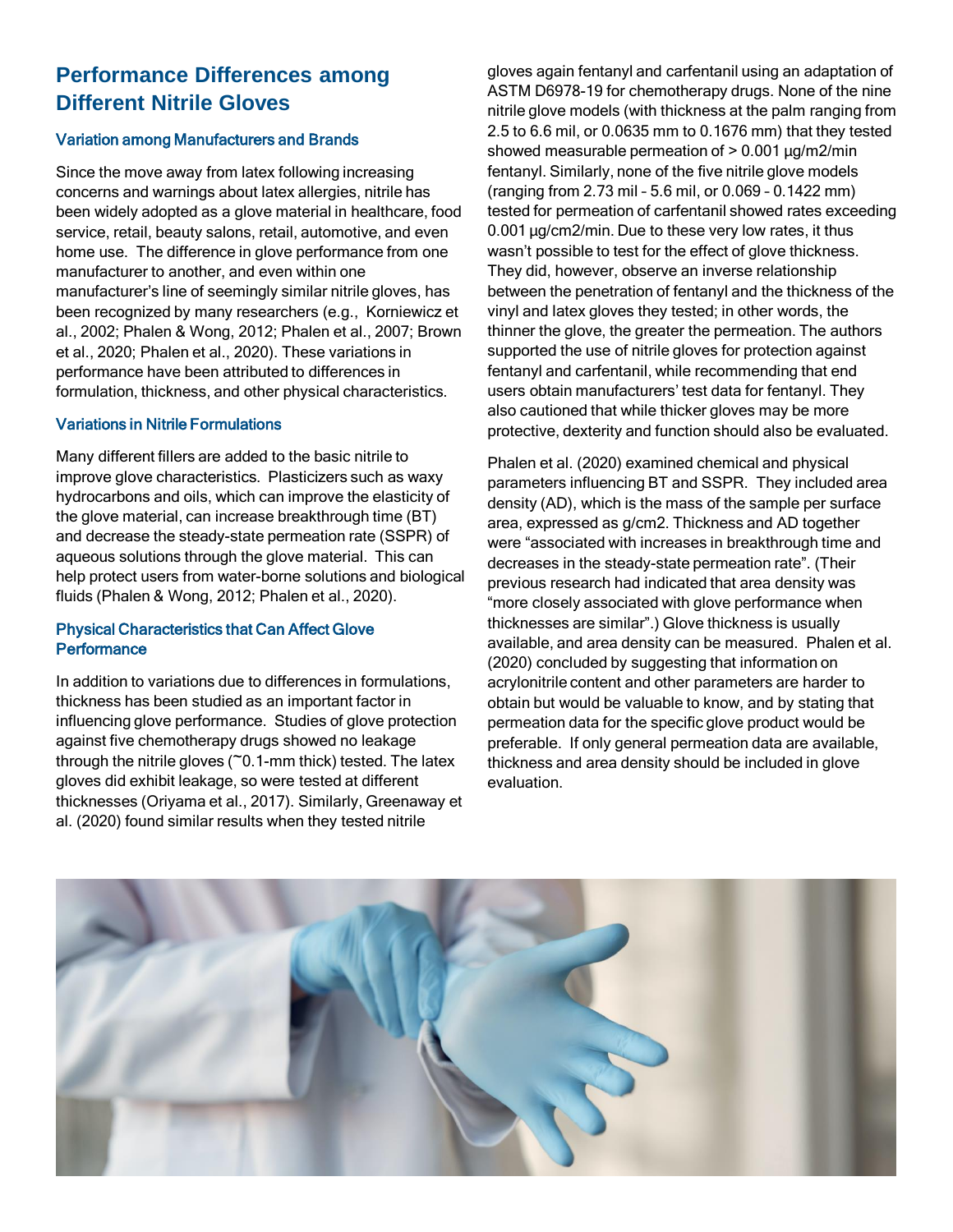## Performance Differences among Different Nitrile Gloves

### Variation among Manufacturers and Brands

Since the move away from latex following increasing concerns and warnings about latex allergies, nitrile has been widely adopted as a glove material in healthcare, food service, retail, beauty salons, retail, automotive, and even home use. The difference in glove performance from one manufacturer to another, and even within one manufacturer's line of seemingly similar nitrile gloves, has been recognized by many researchers (e.g., Korniewicz et al., 2002; Phalen & Wong, 2012; Phalen et al., 2007; Brown et al., 2020; Phalen et al., 2020). These variations in performance have been attributed to differences in formulation, thickness, and other physical characteristics.

### Variations in Nitrile Formulations

Many different fillers are added to the basic nitrile to improve glove characteristics. Plasticizers such as waxy hydrocarbons and oils, which can improve the elasticity of the glove material, can increase breakthrough time (BT) and decrease the steady-state permeation rate (SSPR) of aqueous solutions through the glove material. This can help protect users from water-borne solutions and biological fluids (Phalen & Wong, 2012; Phalen et al., 2020).

### Physical Characteristics that Can Affect Glove Performance

In addition to variations due to differences in formulations, thickness has been studied as an important factor in influencing glove performance. Studies of glove protection against five chemotherapy drugs showed no leakage through the nitrile gloves (~0.1-mm thick) tested. The latex gloves did exhibit leakage, so were tested at different thicknesses (Oriyama et al., 2017). Similarly, Greenaway et al. (2020) found similar results when they tested nitrile gloves again fentanyl and carfentanil using an adaptation of ASTM D6978-19 for chemotherapy drugs. None of the nine nitrile glove models (with thickness at the palm ranging from 2.5 to 6.6 mil, or 0.0635 mm to 0.1676 mm) that they tested showed measurable permeation of > 0.001 µg/m2/min fentanyl. Similarly, none of the five nitrile glove models (ranging from 2.73 mil – 5.6 mil, or 0.069 – 0.1422 mm) tested for permeation of carfentanil showed rates exceeding 0.001 µg/cm2/min. Due to these very low rates, it thus wasn't possible to test for the effect of glove thickness. They did, however, observe an inverse relationship between the penetration of fentanyl and the thickness of the vinyl and latex gloves they tested; in other words, the thinner the glove, the greater the permeation. The authors supported the use of nitrile gloves for protection against fentanyl and carfentanil, while recommending that end users obtain manufacturers' test data for fentanyl. They also cautioned that while thicker gloves may be more protective, dexterity and function should also be evaluated.

Phalen et al. (2020) examined chemical and physical parameters influencing BT and SSPR. They included area density (AD), which is the mass of the sample per surface area, expressed as g/cm2. Thickness and AD together were "associated with increases in breakthrough time and decreases in the steady-state permeation rate". (Their previous research had indicated that area density was "more closely associated with glove performance when thicknesses are similar".) Glove thickness is usually available, and area density can be measured. Phalen et al. (2020) concluded by suggesting that information on acrylonitrile content and other parameters are harder to obtain but would be valuable to know, and by stating that permeation data for the specific glove product would be preferable. If only general permeation data are available, thickness and area density should be included in glove evaluation.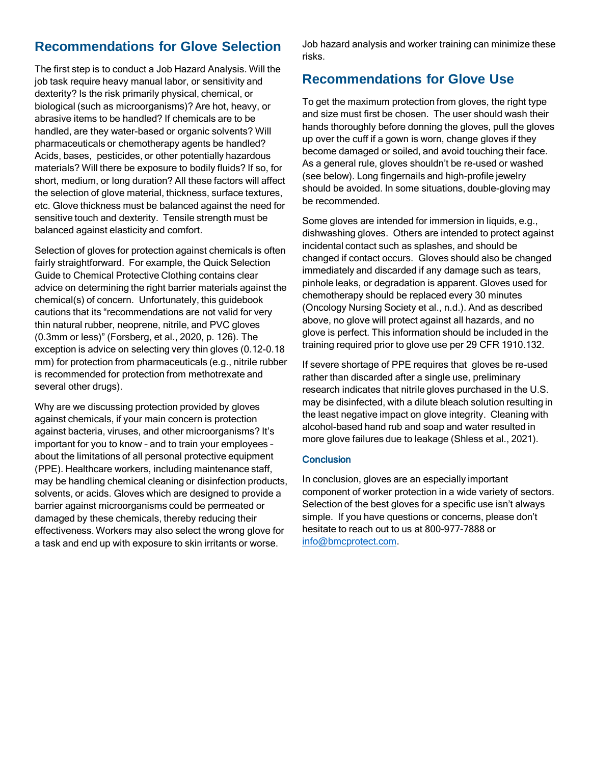## Recommendations for Glove Selection

The first step is to conduct a Job Hazard Analysis. Will the job task require heavy manual labor, or sensitivity and dexterity? Is the risk primarily physical, chemical, or biological (such as microorganisms)? Are hot, heavy, or abrasive items to be handled? If chemicals are to be handled, are they water-based or organic solvents? Will pharmaceuticals or chemotherapy agents be handled? Acids, bases, pesticides, or other potentially hazardous materials? Will there be exposure to bodily fluids? If so, for short, medium, or long duration? All these factors will affect the selection of glove material, thickness, surface textures, etc. Glove thickness must be balanced against the need for sensitive touch and dexterity. Tensile strength must be balanced against elasticity and comfort.

Selection of gloves for protection against chemicals is often fairly straightforward. For example, the Quick Selection Guide to Chemical Protective Clothing contains clear advice on determining the right barrier materials against the chemical(s) of concern. Unfortunately, this guidebook cautions that its "recommendations are not valid for very thin natural rubber, neoprene, nitrile, and PVC gloves (0.3mm or less)" (Forsberg, et al., 2020, p. 126). The exception is advice on selecting very thin gloves (0.12-0.18 mm) for protection from pharmaceuticals (e.g., nitrile rubber is recommended for protection from methotrexate and several other drugs).

Why are we discussing protection provided by gloves against chemicals, if your main concern is protection against bacteria, viruses, and other microorganisms? It's important for you to know – and to train your employees – about the limitations of all personal protective equipment (PPE). Healthcare workers, including maintenance staff, may be handling chemical cleaning or disinfection products, solvents, or acids. Gloves which are designed to provide a barrier against microorganisms could be permeated or damaged by these chemicals, thereby reducing their effectiveness. Workers may also select the wrong glove for a task and end up with exposure to skin irritants or worse. Job hazard analysis and worker training can minimize these risks.

## Recommendations for Glove Use

To get the maximum protection from gloves, the right type and size must first be chosen. The user should wash their hands thoroughly before donning the gloves, pull the gloves up over the cuff if a gown is worn, change gloves if they become damaged or soiled, and avoid touching their face. As a general rule, gloves shouldn't be re-used or washed (see below). Long fingernails and high-profile jewelry should be avoided. In some situations, double-gloving may be recommended.

Some gloves are intended for immersion in liquids, e.g., dishwashing gloves. Others are intended to protect against incidental contact such as splashes, and should be changed if contact occurs. Gloves should also be changed immediately and discarded if any damage such as tears, pinhole leaks, or degradation is apparent. Gloves used for chemotherapy should be replaced every 30 minutes (Oncology Nursing Society et al., n.d.). And as described above, no glove will protect against all hazards, and no glove is perfect. This information should be included in the training required prior to glove use per 29 CFR 1910.132.

If severe shortage of PPE requires that gloves be re-used rather than discarded after a single use, preliminary research indicates that nitrile gloves purchased in the U.S. may be disinfected, with a dilute bleach solution resulting in the least negative impact on glove integrity. Cleaning with alcohol-based hand rub and soap and water resulted in more glove failures due to leakage (Shless et al., 2021).

### Conclusion

In conclusion, gloves are an especially important component of worker protection in a wide variety of sectors. Selection of the best gloves for a specific use isn't always simple. If you have questions or concerns, please don't hesitate to reach out to us at 800-977-7888 or info@bmcprotect.com.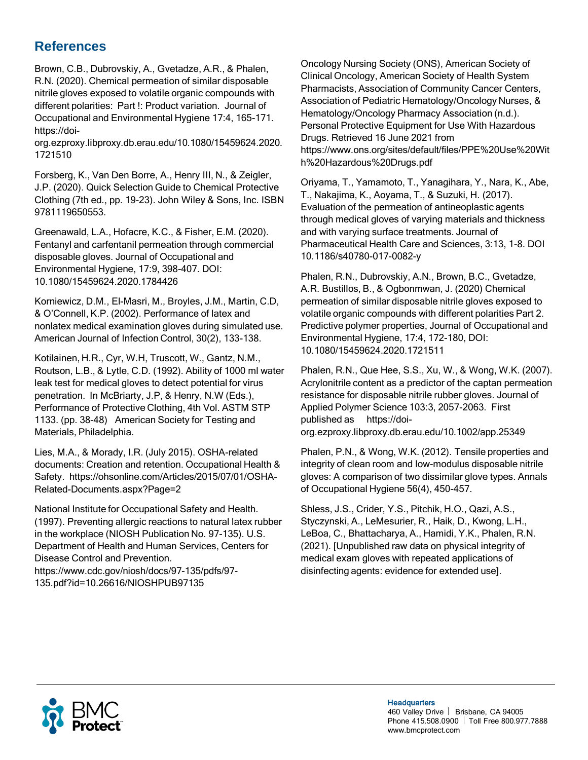## References

Brown, C.B., Dubrovskiy, A., Gvetadze, A.R., & Phalen, R.N. (2020). Chemical permeation of similar disposable nitrile gloves exposed to volatile organic compounds with different polarities: Part !: Product variation. Journal of Occupational and Environmental Hygiene 17:4, 165-171. https://doi-org.ezproxy.libproxy.db.erau.edu/10.1080/15459624.2020.1721510

Forsberg, K., Van Den Borre, A., Henry III, N., & Zeigler, J.P. (2020). Quick Selection Guide to Chemical Protective Clothing (7th ed., pp. 19-23). John Wiley & Sons, Inc. ISBN 9781119650553.

Greenawald, L.A., Hofacre, K.C., & Fisher, E.M. (2020). Fentanyl and carfentanil permeation through commercial disposable gloves. Journal of Occupational and Environmental Hygiene, 17:9, 398-407. DOI: 10.1080/15459624.2020.1784426

Korniewicz, D.M., El-Masri, M., Broyles, J.M., Martin, C.D, & O'Connell, K.P. (2002). Performance of latex and nonlatex medical examination gloves during simulated use. American Journal of Infection Control, 30(2), 133-138.

Kotilainen, H.R., Cyr, W.H, Truscott, W., Gantz, N.M., Routson, L.B., & Lytle, C.D. (1992). Ability of 1000 ml water leak test for medical gloves to detect potential for virus penetration. In McBriarty, J.P, & Henry, N.W (Eds.), Performance of Protective Clothing, 4th Vol. ASTM STP 1133. (pp. 38-48) American Society for Testing and Materials, Philadelphia.

Lies, M.A., & Morady, I.R. (July 2015). OSHA-related documents: Creation and retention. Occupational Health & Safety. https://ohsonline.com/Articles/2015/07/01/OSHA-Related-Documents.aspx?Page=2

National Institute for Occupational Safety and Health. (1997). Preventing allergic reactions to natural latex rubber in the workplace (NIOSH Publication No. 97-135). U.S. Department of Health and Human Services, Centers for Disease Control and Prevention. https://www.cdc.gov/niosh/docs/97-135/pdfs/97-135.pdf?id=10.26616/NIOSHPUB97135

Oncology Nursing Society (ONS), American Society of Clinical Oncology, American Society of Health System Pharmacists, Association of Community Cancer Centers, Association of Pediatric Hematology/Oncology Nurses, & Hematology/Oncology Pharmacy Association (n.d.). Personal Protective Equipment for Use With Hazardous Drugs. Retrieved 16 June 2021 from https://www.ons.org/sites/default/files/PPE%20Use%20With%20Hazardous%20Drugs.pdf

Oriyama, T., Yamamoto, T., Yanagihara, Y., Nara, K., Abe, T., Nakajima, K., Aoyama, T., & Suzuki, H. (2017). Evaluation of the permeation of antineoplastic agents through medical gloves of varying materials and thickness and with varying surface treatments. Journal of Pharmaceutical Health Care and Sciences, 3:13, 1-8. DOI 10.1186/s40780-017-0082-y

Phalen, R.N., Dubrovskiy, A.N., Brown, B.C., Gvetadze, A.R. Bustillos, B., & Ogbonmwan, J. (2020) Chemical permeation of similar disposable nitrile gloves exposed to volatile organic compounds with different polarities Part 2. Predictive polymer properties, Journal of Occupational and Environmental Hygiene, 17:4, 172-180, DOI: 10.1080/15459624.2020.1721511

Phalen, R.N., Que Hee, S.S., Xu, W., & Wong, W.K. (2007). Acrylonitrile content as a predictor of the captan permeation resistance for disposable nitrile rubber gloves. Journal of Applied Polymer Science 103:3, 2057-2063. First published as https://doi-org.ezproxy.libproxy.db.erau.edu/10.1002/app.25349

Phalen, P.N., & Wong, W.K. (2012). Tensile properties and integrity of clean room and low-modulus disposable nitrile gloves: A comparison of two dissimilar glove types. Annals of Occupational Hygiene 56(4), 450-457.

Shless, J.S., Crider, Y.S., Pitchik, H.O., Qazi, A.S., Styczynski, A., LeMesurier, R., Haik, D., Kwong, L.H., LeBoa, C., Bhattacharya, A., Hamidi, Y.K., Phalen, R.N. (2021). [Unpublished raw data on physical integrity of medical exam gloves with repeated applications of disinfecting agents: evidence for extended use].

BMC Protect

**Headquarters**
460 Valley Drive | Brisbane, CA 94005
Phone 415.508.0900 | Toll Free 800.977.7888
www.bmcprotect.com